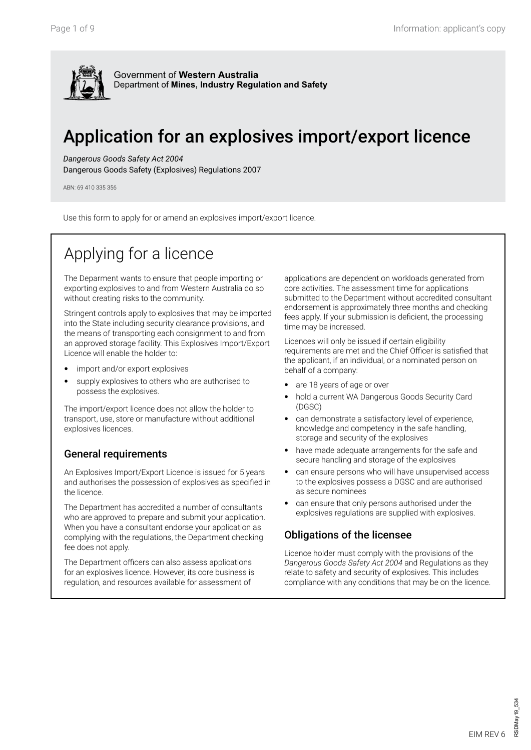Government of **Western Australia**
Department of **Mines, Industry Regulation and Safety**

# Application for an explosives import/export licence

*Dangerous Goods Safety Act 2004*
Dangerous Goods Safety (Explosives) Regulations 2007

ABN: 69 410 335 356

Use this form to apply for or amend an explosives import/export licence.

## Applying for a licence

The Deparment wants to ensure that people importing or exporting explosives to and from Western Australia do so without creating risks to the community.

Stringent controls apply to explosives that may be imported into the State including security clearance provisions, and the means of transporting each consignment to and from an approved storage facility. This Explosives Import/Export Licence will enable the holder to:

- import and/or export explosives
- supply explosives to others who are authorised to possess the explosives.

The import/export licence does not allow the holder to transport, use, store or manufacture without additional explosives licences.

### General requirements

An Explosives Import/Export Licence is issued for 5 years and authorises the possession of explosives as specified in the licence.

The Department has accredited a number of consultants who are approved to prepare and submit your application. When you have a consultant endorse your application as complying with the regulations, the Department checking fee does not apply.

The Department officers can also assess applications for an explosives licence. However, its core business is regulation, and resources available for assessment of applications are dependent on workloads generated from core activities. The assessment time for applications submitted to the Department without accredited consultant endorsement is approximately three months and checking fees apply. If your submission is deficient, the processing time may be increased.

Licences will only be issued if certain eligibility requirements are met and the Chief Officer is satisfied that the applicant, if an individual, or a nominated person on behalf of a company:

- are 18 years of age or over
- hold a current WA Dangerous Goods Security Card (DGSC)
- can demonstrate a satisfactory level of experience, knowledge and competency in the safe handling, storage and security of the explosives
- have made adequate arrangements for the safe and secure handling and storage of the explosives
- can ensure persons who will have unsupervised access to the explosives possess a DGSC and are authorised as secure nominees
- can ensure that only persons authorised under the explosives regulations are supplied with explosives.

### Obligations of the licensee

Licence holder must comply with the provisions of the *Dangerous Goods Safety Act 2004* and Regulations as they relate to safety and security of explosives. This includes compliance with any conditions that may be on the licence.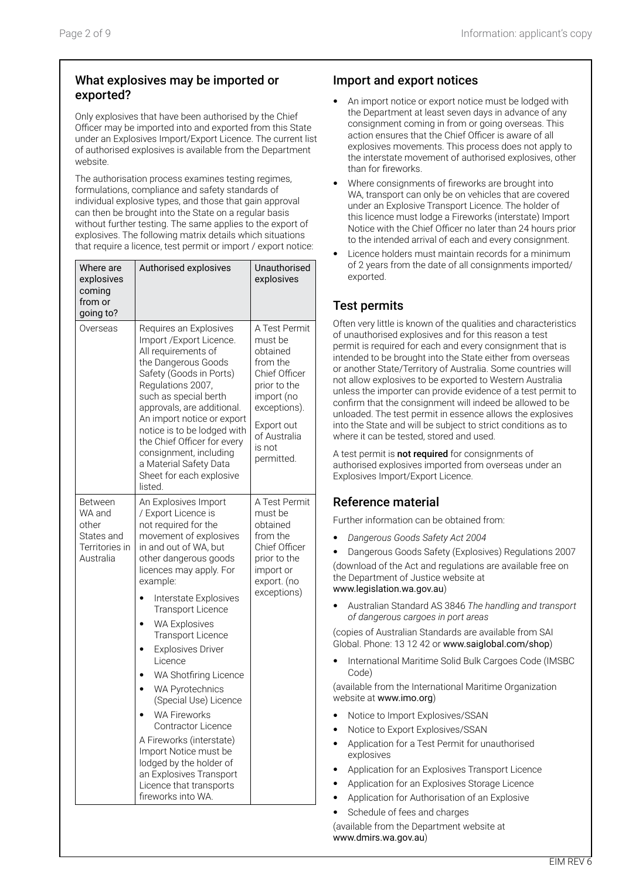## What explosives may be imported or exported?

Only explosives that have been authorised by the Chief Officer may be imported into and exported from this State under an Explosives Import/Export Licence. The current list of authorised explosives is available from the Department website.

The authorisation process examines testing regimes, formulations, compliance and safety standards of individual explosive types, and those that gain approval can then be brought into the State on a regular basis without further testing. The same applies to the export of explosives. The following matrix details which situations that require a licence, test permit or import / export notice:

| Where are explosives coming from or going to? | Authorised explosives | Unauthorised explosives |
|---|---|---|
| Overseas | Requires an Explosives Import /Export Licence. All requirements of the Dangerous Goods Safety (Goods in Ports) Regulations 2007, such as special berth approvals, are additional. An import notice or export notice is to be lodged with the Chief Officer for every consignment, including a Material Safety Data Sheet for each explosive listed. | A Test Permit must be obtained from the Chief Officer prior to the import (no exceptions).<br><br>Export out of Australia is not permitted. |
| Between WA and other States and Territories in Australia | An Explosives Import / Export Licence is not required for the movement of explosives in and out of WA, but other dangerous goods licences may apply. For example:<br>• Interstate Explosives Transport Licence<br>• WA Explosives Transport Licence<br>• Explosives Driver Licence<br>• WA Shotfiring Licence<br>• WA Pyrotechnics (Special Use) Licence<br>• WA Fireworks Contractor Licence<br><br>A Fireworks (interstate) Import Notice must be lodged by the holder of an Explosives Transport Licence that transports fireworks into WA. | A Test Permit must be obtained from the Chief Officer prior to the import or export. (no exceptions) |

## Import and export notices

- An import notice or export notice must be lodged with the Department at least seven days in advance of any consignment coming in from or going overseas. This action ensures that the Chief Officer is aware of all explosives movements. This process does not apply to the interstate movement of authorised explosives, other than for fireworks.
- Where consignments of fireworks are brought into WA, transport can only be on vehicles that are covered under an Explosive Transport Licence. The holder of this licence must lodge a Fireworks (interstate) Import Notice with the Chief Officer no later than 24 hours prior to the intended arrival of each and every consignment.
- Licence holders must maintain records for a minimum of 2 years from the date of all consignments imported/exported.

## Test permits

Often very little is known of the qualities and characteristics of unauthorised explosives and for this reason a test permit is required for each and every consignment that is intended to be brought into the State either from overseas or another State/Territory of Australia. Some countries will not allow explosives to be exported to Western Australia unless the importer can provide evidence of a test permit to confirm that the consignment will indeed be allowed to be unloaded. The test permit in essence allows the explosives into the State and will be subject to strict conditions as to where it can be tested, stored and used.

A test permit is **not required** for consignments of authorised explosives imported from overseas under an Explosives Import/Export Licence.

## Reference material

Further information can be obtained from:

- *Dangerous Goods Safety Act 2004*
- Dangerous Goods Safety (Explosives) Regulations 2007

(download of the Act and regulations are available free on the Department of Justice website at www.legislation.wa.gov.au)

- Australian Standard AS 3846 *The handling and transport of dangerous cargoes in port areas*

(copies of Australian Standards are available from SAI Global. Phone: 13 12 42 or www.saiglobal.com/shop)

- International Maritime Solid Bulk Cargoes Code (IMSBC Code)

(available from the International Maritime Organization website at www.imo.org)

- Notice to Import Explosives/SSAN
- Notice to Export Explosives/SSAN
- Application for a Test Permit for unauthorised explosives
- Application for an Explosives Transport Licence
- Application for an Explosives Storage Licence
- Application for Authorisation of an Explosive
- Schedule of fees and charges

(available from the Department website at www.dmirs.wa.gov.au)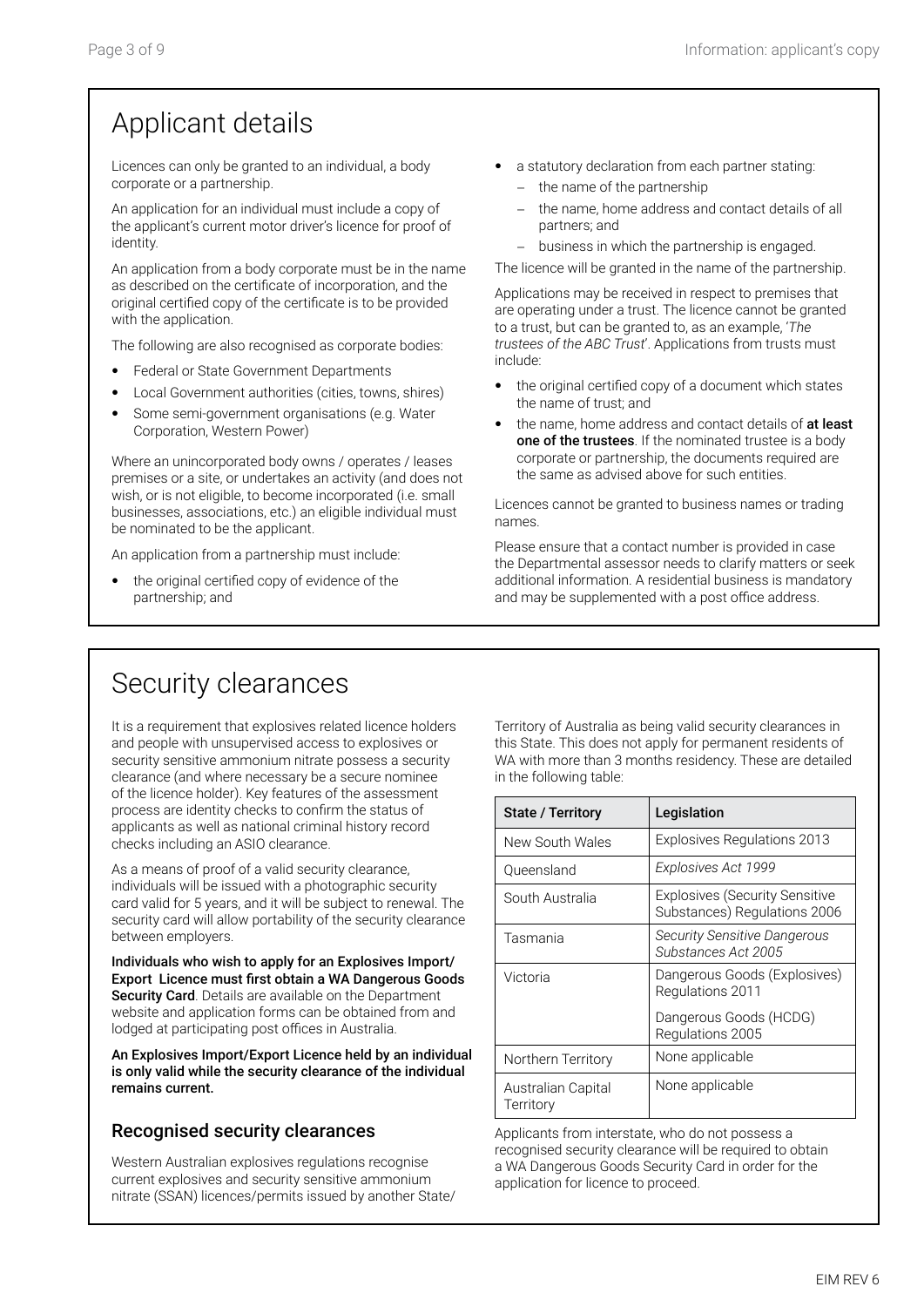# Applicant details

Licences can only be granted to an individual, a body corporate or a partnership.

An application for an individual must include a copy of the applicant's current motor driver's licence for proof of identity.

An application from a body corporate must be in the name as described on the certificate of incorporation, and the original certified copy of the certificate is to be provided with the application.

The following are also recognised as corporate bodies:

- Federal or State Government Departments
- Local Government authorities (cities, towns, shires)
- Some semi-government organisations (e.g. Water Corporation, Western Power)

Where an unincorporated body owns / operates / leases premises or a site, or undertakes an activity (and does not wish, or is not eligible, to become incorporated (i.e. small businesses, associations, etc.) an eligible individual must be nominated to be the applicant.

An application from a partnership must include:

- the original certified copy of evidence of the partnership; and
- a statutory declaration from each partner stating:
  - the name of the partnership
  - the name, home address and contact details of all partners; and
  - business in which the partnership is engaged.

The licence will be granted in the name of the partnership.

Applications may be received in respect to premises that are operating under a trust. The licence cannot be granted to a trust, but can be granted to, as an example, '*The trustees of the ABC Trust*'. Applications from trusts must include:

- the original certified copy of a document which states the name of trust; and
- the name, home address and contact details of **at least one of the trustees**. If the nominated trustee is a body corporate or partnership, the documents required are the same as advised above for such entities.

Licences cannot be granted to business names or trading names.

Please ensure that a contact number is provided in case the Departmental assessor needs to clarify matters or seek additional information. A residential business is mandatory and may be supplemented with a post office address.

# Security clearances

It is a requirement that explosives related licence holders and people with unsupervised access to explosives or security sensitive ammonium nitrate possess a security clearance (and where necessary be a secure nominee of the licence holder). Key features of the assessment process are identity checks to confirm the status of applicants as well as national criminal history record checks including an ASIO clearance.

As a means of proof of a valid security clearance, individuals will be issued with a photographic security card valid for 5 years, and it will be subject to renewal. The security card will allow portability of the security clearance between employers.

**Individuals who wish to apply for an Explosives Import/ Export Licence must first obtain a WA Dangerous Goods Security Card**. Details are available on the Department website and application forms can be obtained from and lodged at participating post offices in Australia.

**An Explosives Import/Export Licence held by an individual is only valid while the security clearance of the individual remains current.**

## Recognised security clearances

Western Australian explosives regulations recognise current explosives and security sensitive ammonium nitrate (SSAN) licences/permits issued by another State/ Territory of Australia as being valid security clearances in this State. This does not apply for permanent residents of WA with more than 3 months residency. These are detailed in the following table:

| State / Territory | Legislation |
|---|---|
| New South Wales | Explosives Regulations 2013 |
| Queensland | *Explosives Act 1999* |
| South Australia | Explosives (Security Sensitive Substances) Regulations 2006 |
| Tasmania | *Security Sensitive Dangerous Substances Act 2005* |
| Victoria | Dangerous Goods (Explosives) Regulations 2011<br>Dangerous Goods (HCDG) Regulations 2005 |
| Northern Territory | None applicable |
| Australian Capital Territory | None applicable |

Applicants from interstate, who do not possess a recognised security clearance will be required to obtain a WA Dangerous Goods Security Card in order for the application for licence to proceed.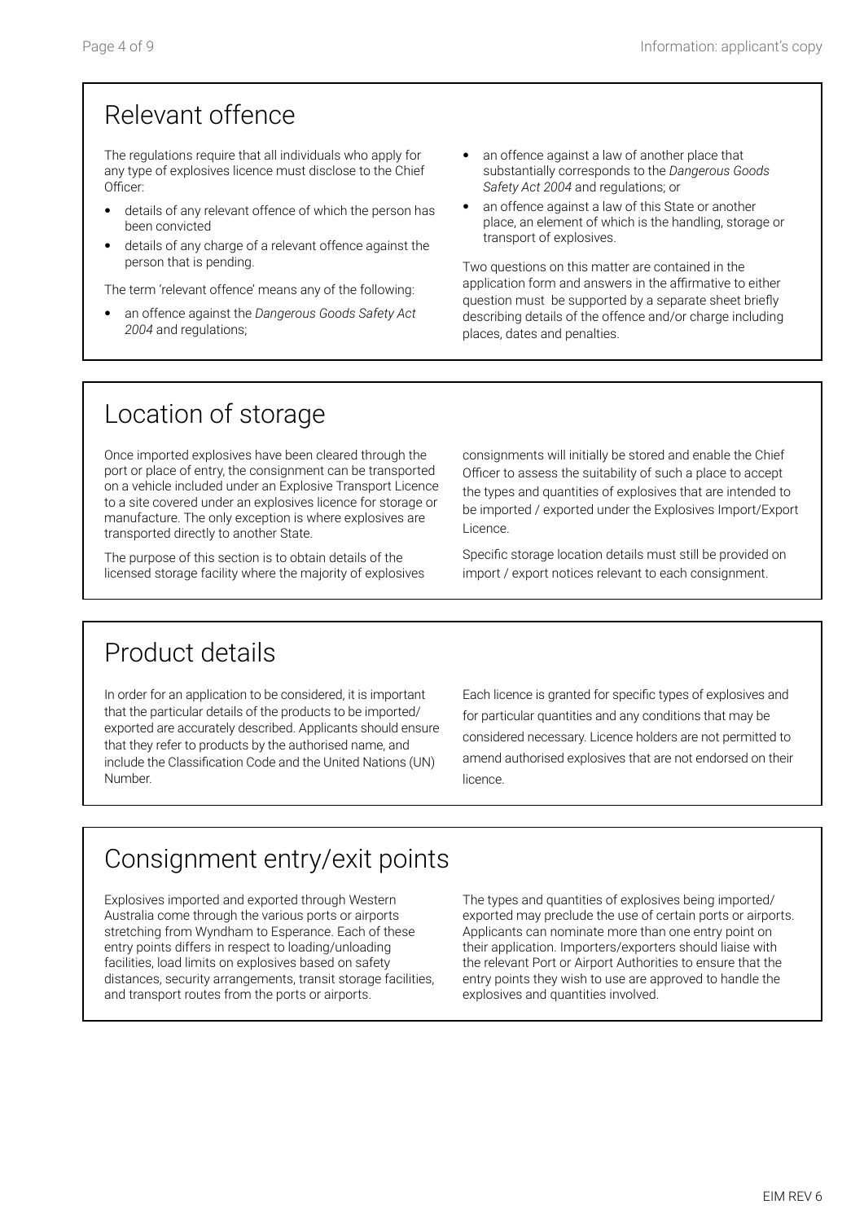## Relevant offence

The regulations require that all individuals who apply for any type of explosives licence must disclose to the Chief Officer:

- details of any relevant offence of which the person has been convicted
- details of any charge of a relevant offence against the person that is pending.

The term 'relevant offence' means any of the following:

- an offence against the *Dangerous Goods Safety Act 2004* and regulations;
- an offence against a law of another place that substantially corresponds to the *Dangerous Goods Safety Act 2004* and regulations; or
- an offence against a law of this State or another place, an element of which is the handling, storage or transport of explosives.

Two questions on this matter are contained in the application form and answers in the affirmative to either question must be supported by a separate sheet briefly describing details of the offence and/or charge including places, dates and penalties.

## Location of storage

Once imported explosives have been cleared through the port or place of entry, the consignment can be transported on a vehicle included under an Explosive Transport Licence to a site covered under an explosives licence for storage or manufacture. The only exception is where explosives are transported directly to another State.

The purpose of this section is to obtain details of the licensed storage facility where the majority of explosives consignments will initially be stored and enable the Chief Officer to assess the suitability of such a place to accept the types and quantities of explosives that are intended to be imported / exported under the Explosives Import/Export Licence.

Specific storage location details must still be provided on import / export notices relevant to each consignment.

## Product details

In order for an application to be considered, it is important that the particular details of the products to be imported/exported are accurately described. Applicants should ensure that they refer to products by the authorised name, and include the Classification Code and the United Nations (UN) Number.

Each licence is granted for specific types of explosives and for particular quantities and any conditions that may be considered necessary. Licence holders are not permitted to amend authorised explosives that are not endorsed on their licence.

## Consignment entry/exit points

Explosives imported and exported through Western Australia come through the various ports or airports stretching from Wyndham to Esperance. Each of these entry points differs in respect to loading/unloading facilities, load limits on explosives based on safety distances, security arrangements, transit storage facilities, and transport routes from the ports or airports.

The types and quantities of explosives being imported/exported may preclude the use of certain ports or airports. Applicants can nominate more than one entry point on their application. Importers/exporters should liaise with the relevant Port or Airport Authorities to ensure that the entry points they wish to use are approved to handle the explosives and quantities involved.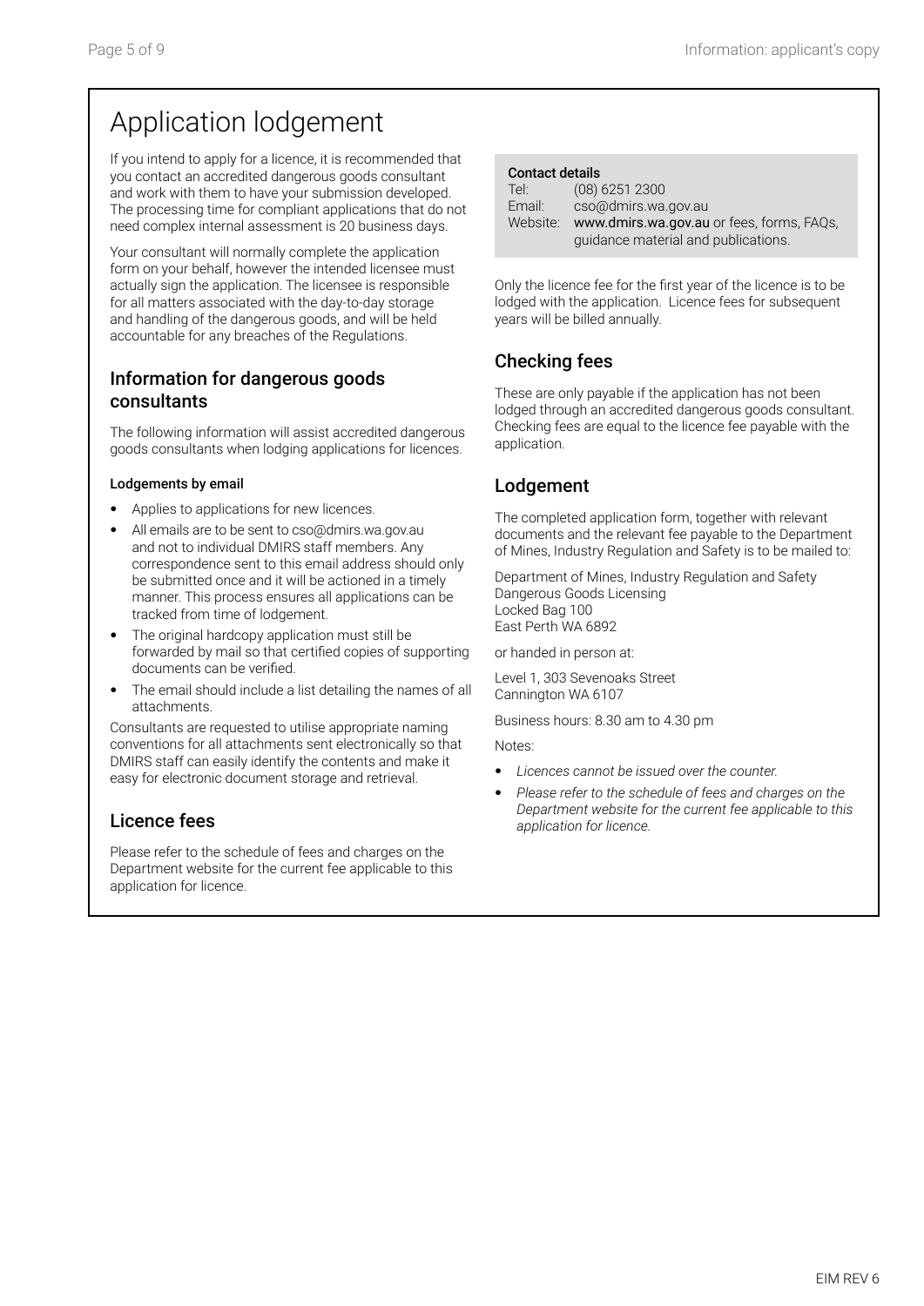# Application lodgement

If you intend to apply for a licence, it is recommended that you contact an accredited dangerous goods consultant and work with them to have your submission developed. The processing time for compliant applications that do not need complex internal assessment is 20 business days.

Your consultant will normally complete the application form on your behalf, however the intended licensee must actually sign the application. The licensee is responsible for all matters associated with the day-to-day storage and handling of the dangerous goods, and will be held accountable for any breaches of the Regulations.

## Information for dangerous goods consultants

The following information will assist accredited dangerous goods consultants when lodging applications for licences.

**Lodgements by email**

- Applies to applications for new licences.
- All emails are to be sent to cso@dmirs.wa.gov.au and not to individual DMIRS staff members. Any correspondence sent to this email address should only be submitted once and it will be actioned in a timely manner. This process ensures all applications can be tracked from time of lodgement.
- The original hardcopy application must still be forwarded by mail so that certified copies of supporting documents can be verified.
- The email should include a list detailing the names of all attachments.

Consultants are requested to utilise appropriate naming conventions for all attachments sent electronically so that DMIRS staff can easily identify the contents and make it easy for electronic document storage and retrieval.

## Licence fees

Please refer to the schedule of fees and charges on the Department website for the current fee applicable to this application for licence.

**Contact details**
Tel: (08) 6251 2300
Email: cso@dmirs.wa.gov.au
Website: www.dmirs.wa.gov.au or fees, forms, FAQs, guidance material and publications.

Only the licence fee for the first year of the licence is to be lodged with the application. Licence fees for subsequent years will be billed annually.

## Checking fees

These are only payable if the application has not been lodged through an accredited dangerous goods consultant. Checking fees are equal to the licence fee payable with the application.

## Lodgement

The completed application form, together with relevant documents and the relevant fee payable to the Department of Mines, Industry Regulation and Safety is to be mailed to:

Department of Mines, Industry Regulation and Safety
Dangerous Goods Licensing
Locked Bag 100
East Perth WA 6892

or handed in person at:

Level 1, 303 Sevenoaks Street
Cannington WA 6107

Business hours: 8.30 am to 4.30 pm

Notes:

- *Licences cannot be issued over the counter.*
- *Please refer to the schedule of fees and charges on the Department website for the current fee applicable to this application for licence.*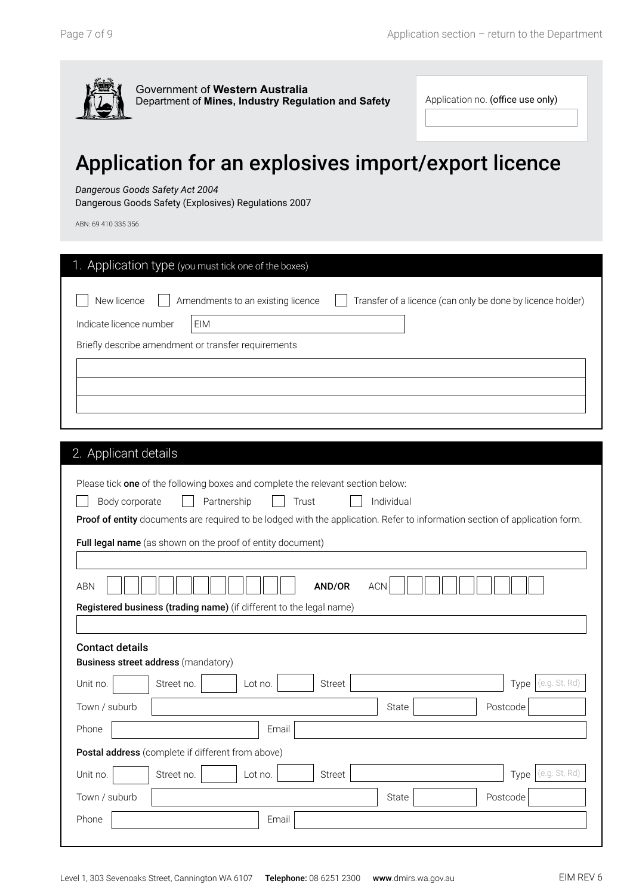Government of Western Australia
Department of **Mines, Industry Regulation and Safety**

Application no. (office use only)

# Application for an explosives import/export licence

*Dangerous Goods Safety Act 2004*
Dangerous Goods Safety (Explosives) Regulations 2007

ABN: 69 410 335 356

## 1. Application type (you must tick one of the boxes)

☐ New licence ☐ Amendments to an existing licence ☐ Transfer of a licence (can only be done by licence holder)

Indicate licence number EIM

Briefly describe amendment or transfer requirements

## 2. Applicant details

Please tick **one** of the following boxes and complete the relevant section below:

☐ Body corporate ☐ Partnership ☐ Trust ☐ Individual

**Proof of entity** documents are required to be lodged with the application. Refer to information section of application form.

**Full legal name** (as shown on the proof of entity document)

ABN **AND/OR** ACN

**Registered business (trading name)** (if different to the legal name)

### Contact details

**Business street address** (mandatory)

Unit no. Street no. Lot no. Street Type (e.g. St, Rd)

Town / suburb State Postcode

Phone Email

**Postal address** (complete if different from above)

Unit no. Street no. Lot no. Street Type (e.g. St, Rd)

Town / suburb State Postcode

Phone Email

Level 1, 303 Sevenoaks Street, Cannington WA 6107 **Telephone:** 08 6251 2300 **www**.dmirs.wa.gov.au

EIM REV 6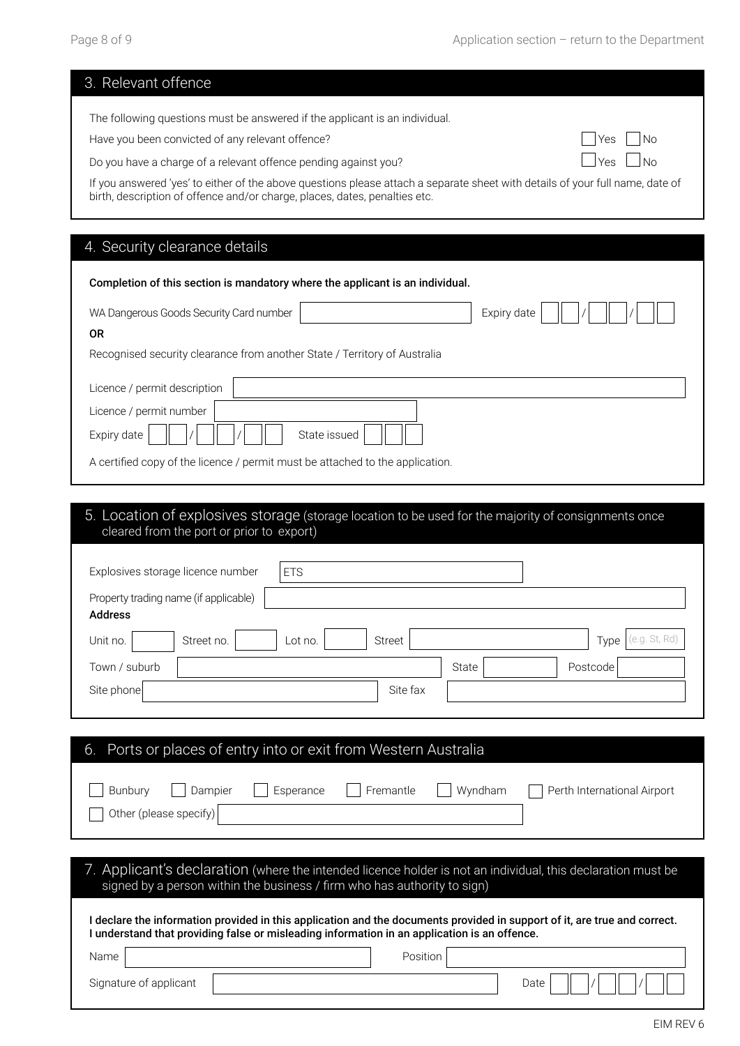## 3. Relevant offence

The following questions must be answered if the applicant is an individual.

Have you been convicted of any relevant offence? ☐ Yes ☐ No

Do you have a charge of a relevant offence pending against you? ☐ Yes ☐ No

If you answered 'yes' to either of the above questions please attach a separate sheet with details of your full name, date of birth, description of offence and/or charge, places, dates, penalties etc.

## 4. Security clearance details

**Completion of this section is mandatory where the applicant is an individual.**

WA Dangerous Goods Security Card number ________ Expiry date __ / __ / __

**OR**

Recognised security clearance from another State / Territory of Australia

Licence / permit description ________

Licence / permit number ________

Expiry date __ / __ / __ State issued ________

A certified copy of the licence / permit must be attached to the application.

## 5. Location of explosives storage (storage location to be used for the majority of consignments once cleared from the port or prior to export)

Explosives storage licence number ETS ________

Property trading name (if applicable) ________

**Address**

Unit no. ____ Street no. ____ Lot no. ____ Street ________ Type (e.g. St, Rd) ____

Town / suburb ________ State ____ Postcode ____

Site phone ________ Site fax ________

## 6. Ports or places of entry into or exit from Western Australia

☐ Bunbury ☐ Dampier ☐ Esperance ☐ Fremantle ☐ Wyndham ☐ Perth International Airport

☐ Other (please specify) ________

## 7. Applicant's declaration (where the intended licence holder is not an individual, this declaration must be signed by a person within the business / firm who has authority to sign)

**I declare the information provided in this application and the documents provided in support of it, are true and correct. I understand that providing false or misleading information in an application is an offence.**

Name ________ Position ________

Signature of applicant ________ Date __ / __ / __

EIM REV 6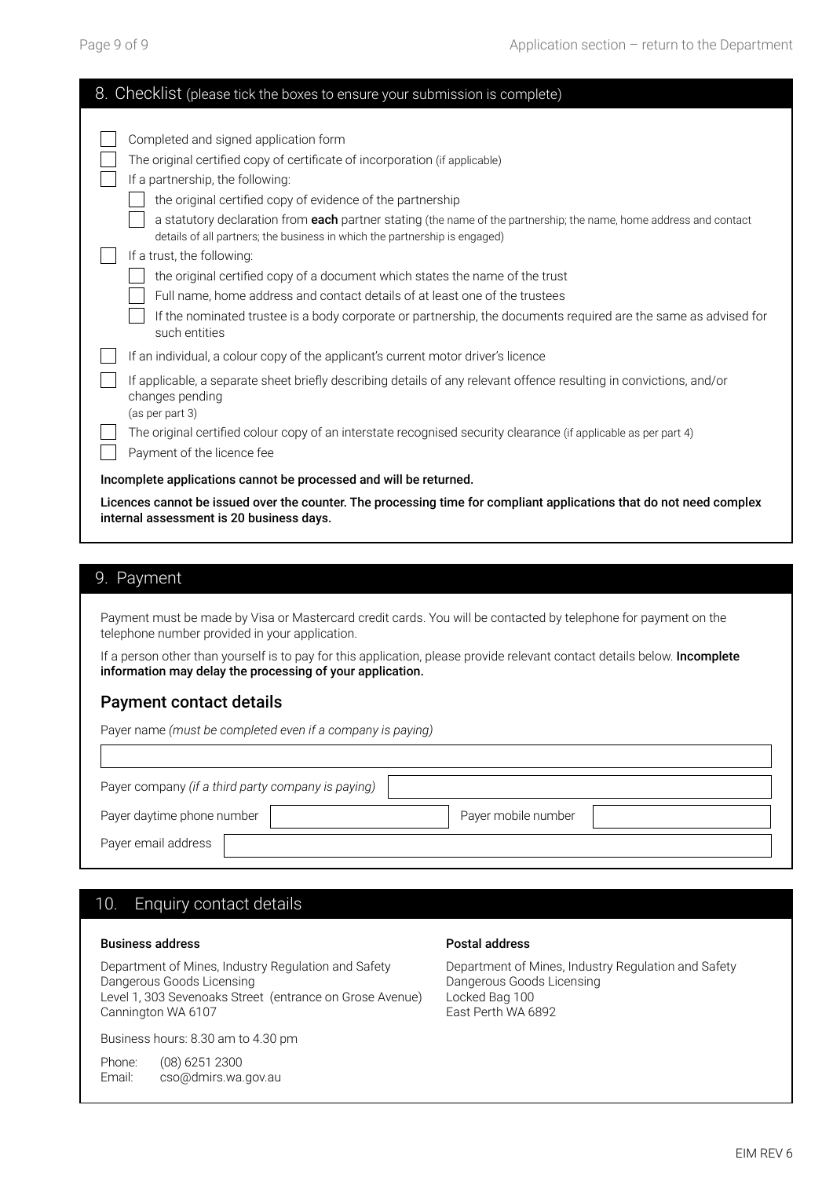## 8. Checklist (please tick the boxes to ensure your submission is complete)

- ☐ Completed and signed application form
- ☐ The original certified copy of certificate of incorporation (if applicable)
- ☐ If a partnership, the following:
  - ☐ the original certified copy of evidence of the partnership
  - ☐ a statutory declaration from **each** partner stating (the name of the partnership; the name, home address and contact details of all partners; the business in which the partnership is engaged)
- ☐ If a trust, the following:
  - ☐ the original certified copy of a document which states the name of the trust
  - ☐ Full name, home address and contact details of at least one of the trustees
  - ☐ If the nominated trustee is a body corporate or partnership, the documents required are the same as advised for such entities
- ☐ If an individual, a colour copy of the applicant's current motor driver's licence
- ☐ If applicable, a separate sheet briefly describing details of any relevant offence resulting in convictions, and/or changes pending (as per part 3)
- ☐ The original certified colour copy of an interstate recognised security clearance (if applicable as per part 4)
- ☐ Payment of the licence fee

**Incomplete applications cannot be processed and will be returned.**

**Licences cannot be issued over the counter. The processing time for compliant applications that do not need complex internal assessment is 20 business days.**

## 9. Payment

Payment must be made by Visa or Mastercard credit cards. You will be contacted by telephone for payment on the telephone number provided in your application.

If a person other than yourself is to pay for this application, please provide relevant contact details below. **Incomplete information may delay the processing of your application.**

### Payment contact details

Payer name *(must be completed even if a company is paying)*

Payer company *(if a third party company is paying)*

Payer daytime phone number

Payer mobile number

Payer email address

## 10. Enquiry contact details

**Business address**

Department of Mines, Industry Regulation and Safety
Dangerous Goods Licensing
Level 1, 303 Sevenoaks Street (entrance on Grose Avenue)
Cannington WA 6107

Business hours: 8.30 am to 4.30 pm

Phone: (08) 6251 2300
Email: cso@dmirs.wa.gov.au

**Postal address**

Department of Mines, Industry Regulation and Safety
Dangerous Goods Licensing
Locked Bag 100
East Perth WA 6892

EIM REV 6